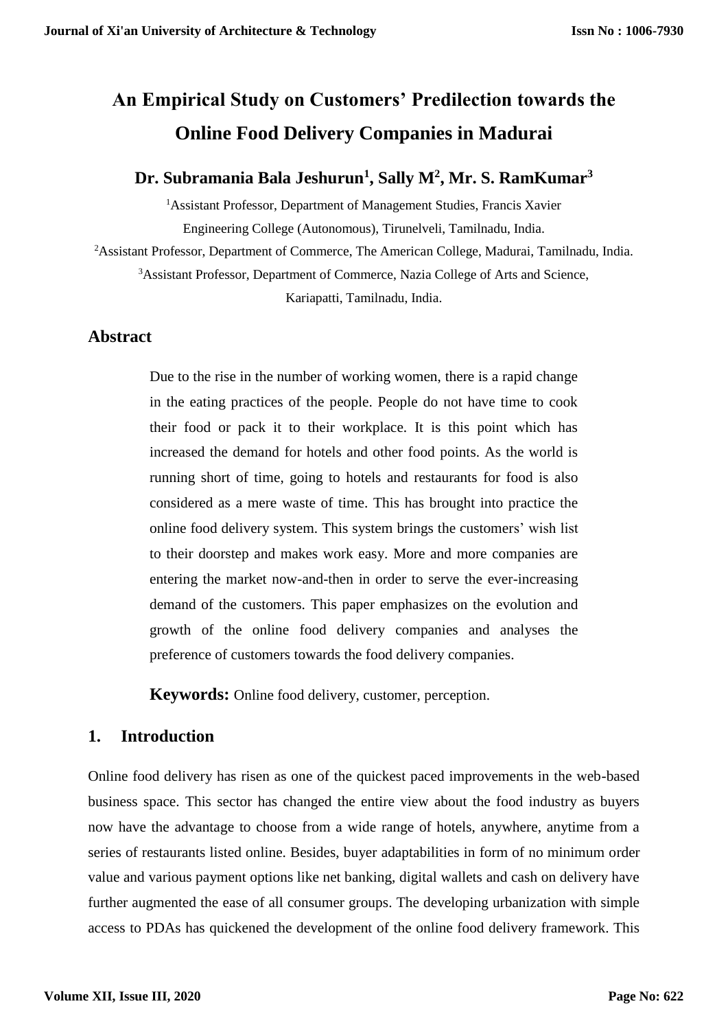# An Empirical Study on Customers' Predilection towards the Online Food Delivery Companies in Madurai

**Dr. Subramania Bala Jeshurun[1], Sally M[2], Mr. S. RamKumar[3]**

[1]Assistant Professor, Department of Management Studies, Francis Xavier Engineering College (Autonomous), Tirunelveli, Tamilnadu, India.

[2]Assistant Professor, Department of Commerce, The American College, Madurai, Tamilnadu, India.

[3]Assistant Professor, Department of Commerce, Nazia College of Arts and Science, Kariapatti, Tamilnadu, India.

## Abstract

Due to the rise in the number of working women, there is a rapid change in the eating practices of the people. People do not have time to cook their food or pack it to their workplace. It is this point which has increased the demand for hotels and other food points. As the world is running short of time, going to hotels and restaurants for food is also considered as a mere waste of time. This has brought into practice the online food delivery system. This system brings the customers' wish list to their doorstep and makes work easy. More and more companies are entering the market now-and-then in order to serve the ever-increasing demand of the customers. This paper emphasizes on the evolution and growth of the online food delivery companies and analyses the preference of customers towards the food delivery companies.

**Keywords:** Online food delivery, customer, perception.

## 1. Introduction

Online food delivery has risen as one of the quickest paced improvements in the web-based business space. This sector has changed the entire view about the food industry as buyers now have the advantage to choose from a wide range of hotels, anywhere, anytime from a series of restaurants listed online. Besides, buyer adaptabilities in form of no minimum order value and various payment options like net banking, digital wallets and cash on delivery have further augmented the ease of all consumer groups. The developing urbanization with simple access to PDAs has quickened the development of the online food delivery framework. This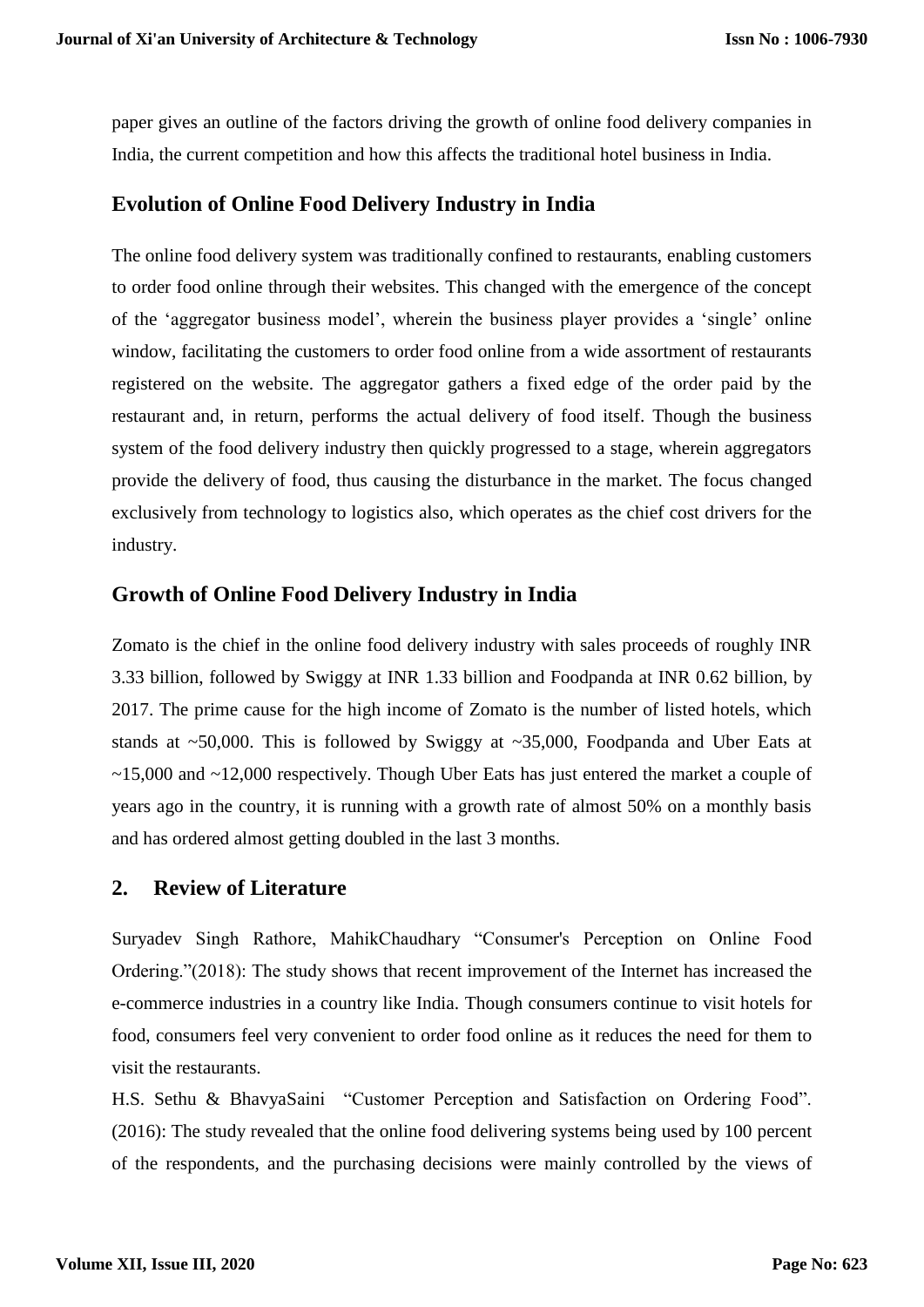paper gives an outline of the factors driving the growth of online food delivery companies in India, the current competition and how this affects the traditional hotel business in India.

## Evolution of Online Food Delivery Industry in India

The online food delivery system was traditionally confined to restaurants, enabling customers to order food online through their websites. This changed with the emergence of the concept of the 'aggregator business model', wherein the business player provides a 'single' online window, facilitating the customers to order food online from a wide assortment of restaurants registered on the website. The aggregator gathers a fixed edge of the order paid by the restaurant and, in return, performs the actual delivery of food itself. Though the business system of the food delivery industry then quickly progressed to a stage, wherein aggregators provide the delivery of food, thus causing the disturbance in the market. The focus changed exclusively from technology to logistics also, which operates as the chief cost drivers for the industry.

## Growth of Online Food Delivery Industry in India

Zomato is the chief in the online food delivery industry with sales proceeds of roughly INR 3.33 billion, followed by Swiggy at INR 1.33 billion and Foodpanda at INR 0.62 billion, by 2017. The prime cause for the high income of Zomato is the number of listed hotels, which stands at ~50,000. This is followed by Swiggy at ~35,000, Foodpanda and Uber Eats at ~15,000 and ~12,000 respectively. Though Uber Eats has just entered the market a couple of years ago in the country, it is running with a growth rate of almost 50% on a monthly basis and has ordered almost getting doubled in the last 3 months.

## 2. Review of Literature

Suryadev Singh Rathore, MahikChaudhary "Consumer's Perception on Online Food Ordering."(2018): The study shows that recent improvement of the Internet has increased the e-commerce industries in a country like India. Though consumers continue to visit hotels for food, consumers feel very convenient to order food online as it reduces the need for them to visit the restaurants.

H.S. Sethu & BhavyaSaini "Customer Perception and Satisfaction on Ordering Food". (2016): The study revealed that the online food delivering systems being used by 100 percent of the respondents, and the purchasing decisions were mainly controlled by the views of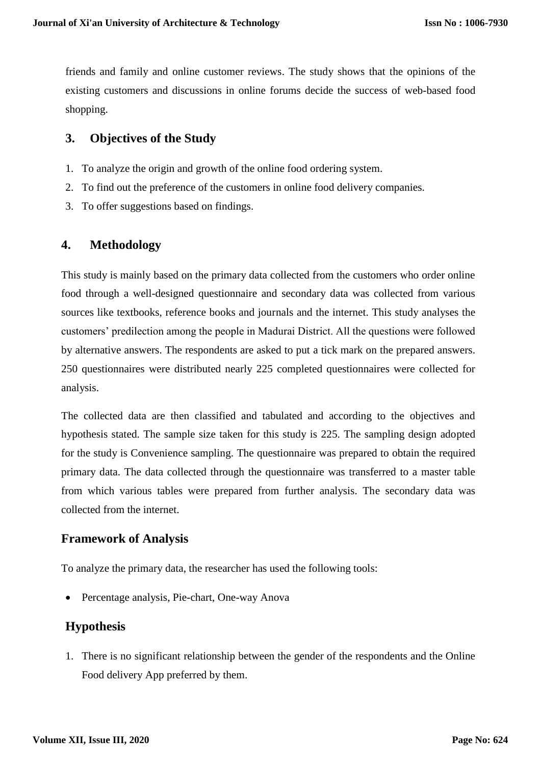friends and family and online customer reviews. The study shows that the opinions of the existing customers and discussions in online forums decide the success of web-based food shopping.

## 3. Objectives of the Study

1. To analyze the origin and growth of the online food ordering system.
2. To find out the preference of the customers in online food delivery companies.
3. To offer suggestions based on findings.

## 4. Methodology

This study is mainly based on the primary data collected from the customers who order online food through a well-designed questionnaire and secondary data was collected from various sources like textbooks, reference books and journals and the internet. This study analyses the customers' predilection among the people in Madurai District. All the questions were followed by alternative answers. The respondents are asked to put a tick mark on the prepared answers. 250 questionnaires were distributed nearly 225 completed questionnaires were collected for analysis.

The collected data are then classified and tabulated and according to the objectives and hypothesis stated. The sample size taken for this study is 225. The sampling design adopted for the study is Convenience sampling. The questionnaire was prepared to obtain the required primary data. The data collected through the questionnaire was transferred to a master table from which various tables were prepared from further analysis. The secondary data was collected from the internet.

### Framework of Analysis

To analyze the primary data, the researcher has used the following tools:

- Percentage analysis, Pie-chart, One-way Anova

### Hypothesis

1. There is no significant relationship between the gender of the respondents and the Online Food delivery App preferred by them.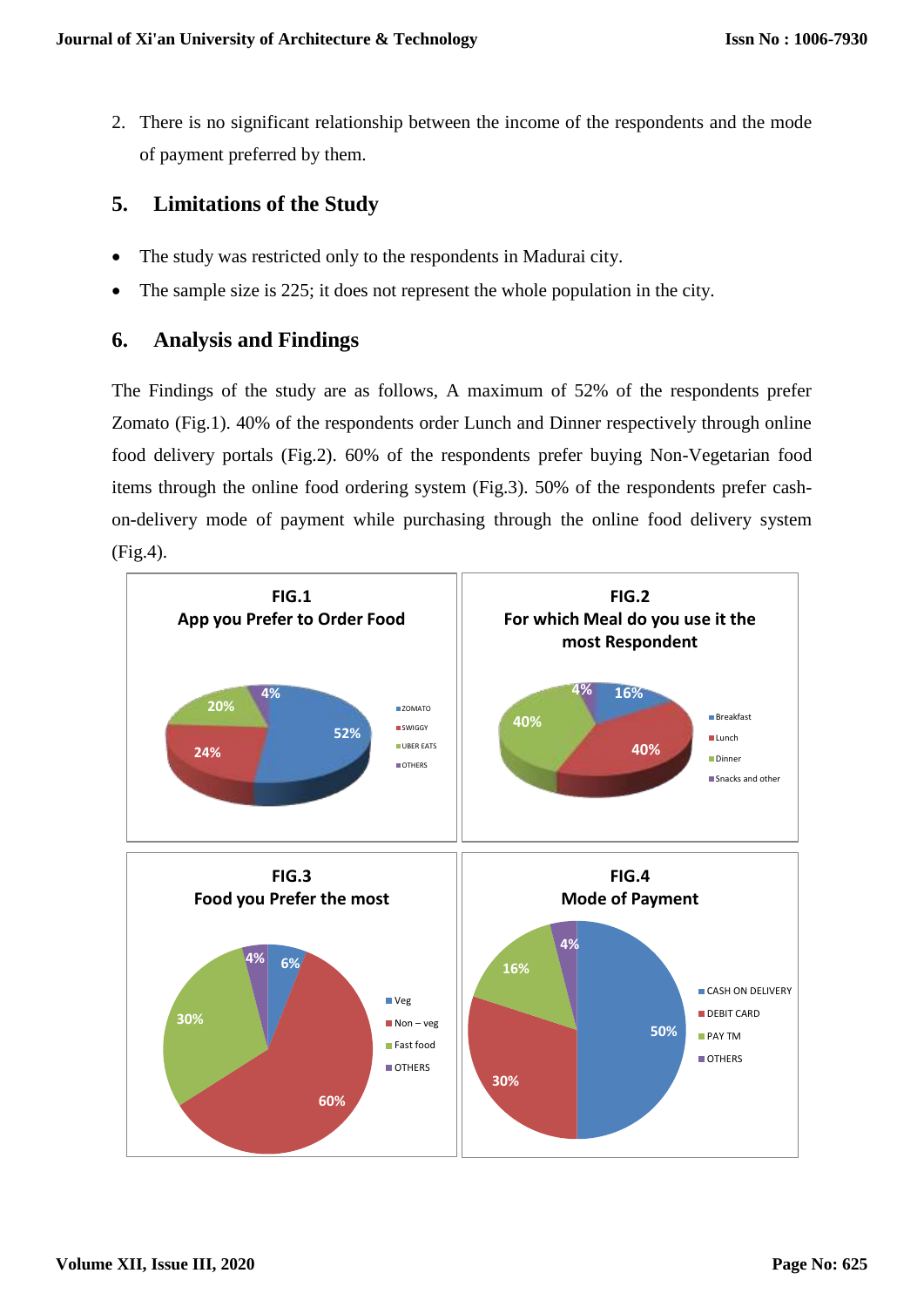2. There is no significant relationship between the income of the respondents and the mode of payment preferred by them.

## 5. Limitations of the Study

- The study was restricted only to the respondents in Madurai city.
- The sample size is 225; it does not represent the whole population in the city.

## 6. Analysis and Findings

The Findings of the study are as follows, A maximum of 52% of the respondents prefer Zomato (Fig.1). 40% of the respondents order Lunch and Dinner respectively through online food delivery portals (Fig.2). 60% of the respondents prefer buying Non-Vegetarian food items through the online food ordering system (Fig.3). 50% of the respondents prefer cash-on-delivery mode of payment while purchasing through the online food delivery system (Fig.4).

**FIG.1**
**App you Prefer to Order Food**

| App | Percentage |
|---|---|
| ZOMATO | 52% |
| SWIGGY | 24% |
| UBER EATS | 20% |
| OTHERS | 4% |

**FIG.2**
**For which Meal do you use it the most Respondent**

| Meal | Percentage |
|---|---|
| Breakfast | 16% |
| Lunch | 40% |
| Dinner | 40% |
| Snacks and other | 4% |

**FIG.3**
**Food you Prefer the most**

| Food | Percentage |
|---|---|
| Veg | 6% |
| Non – veg | 60% |
| Fast food | 30% |
| OTHERS | 4% |

**FIG.4**
**Mode of Payment**

| Mode | Percentage |
|---|---|
| CASH ON DELIVERY | 50% |
| DEBIT CARD | 30% |
| PAY TM | 16% |
| OTHERS | 4% |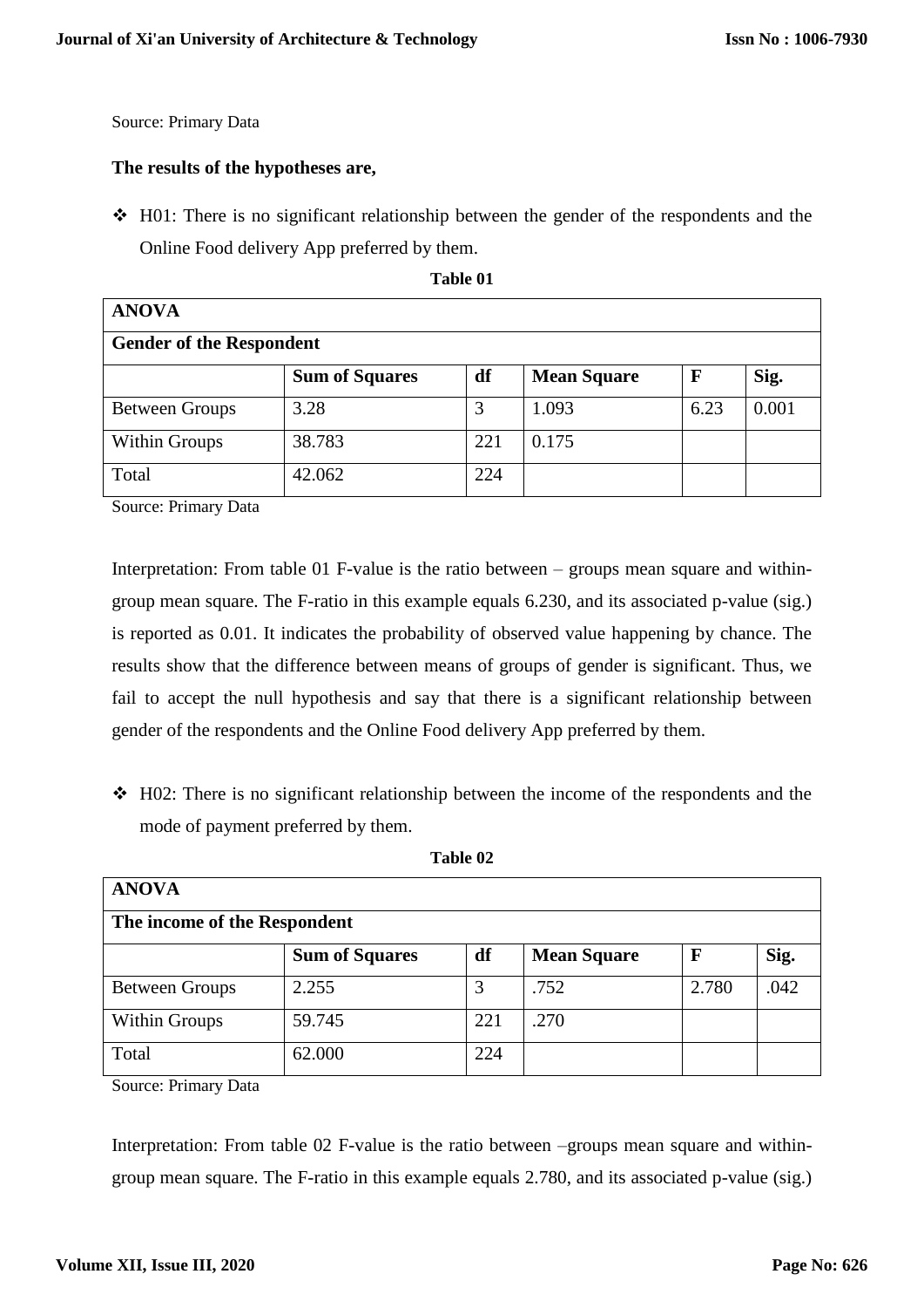Source: Primary Data

**The results of the hypotheses are,**

- ❖ H01: There is no significant relationship between the gender of the respondents and the Online Food delivery App preferred by them.

**Table 01**

| **ANOVA** | | | | | |
|---|---|---|---|---|---|
| **Gender of the Respondent** | | | | | |
| | **Sum of Squares** | **df** | **Mean Square** | **F** | **Sig.** |
| Between Groups | 3.28 | 3 | 1.093 | 6.23 | 0.001 |
| Within Groups | 38.783 | 221 | 0.175 | | |
| Total | 42.062 | 224 | | | |

Source: Primary Data

Interpretation: From table 01 F-value is the ratio between – groups mean square and within-group mean square. The F-ratio in this example equals 6.230, and its associated p-value (sig.) is reported as 0.01. It indicates the probability of observed value happening by chance. The results show that the difference between means of groups of gender is significant. Thus, we fail to accept the null hypothesis and say that there is a significant relationship between gender of the respondents and the Online Food delivery App preferred by them.

- ❖ H02: There is no significant relationship between the income of the respondents and the mode of payment preferred by them.

**Table 02**

| **ANOVA** | | | | | |
|---|---|---|---|---|---|
| **The income of the Respondent** | | | | | |
| | **Sum of Squares** | **df** | **Mean Square** | **F** | **Sig.** |
| Between Groups | 2.255 | 3 | .752 | 2.780 | .042 |
| Within Groups | 59.745 | 221 | .270 | | |
| Total | 62.000 | 224 | | | |

Source: Primary Data

Interpretation: From table 02 F-value is the ratio between –groups mean square and within-group mean square. The F-ratio in this example equals 2.780, and its associated p-value (sig.)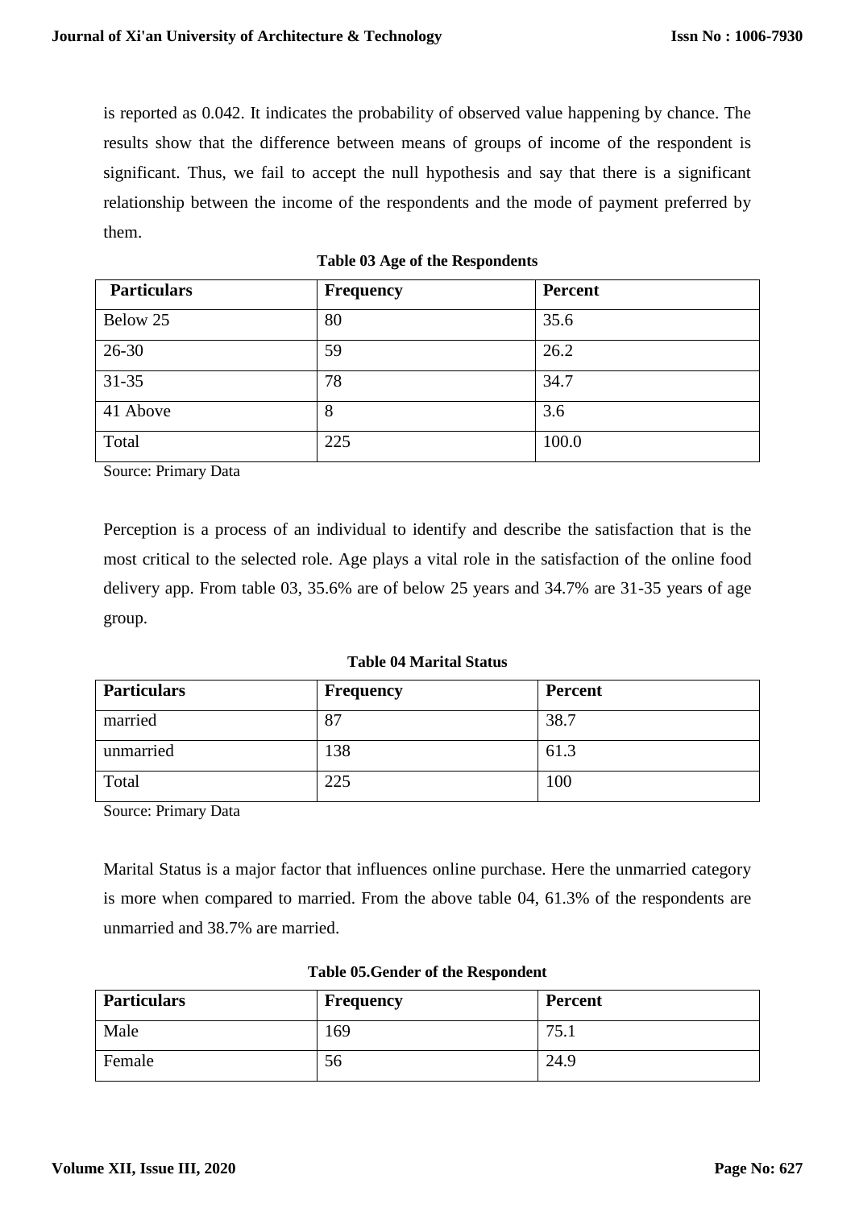is reported as 0.042. It indicates the probability of observed value happening by chance. The results show that the difference between means of groups of income of the respondent is significant. Thus, we fail to accept the null hypothesis and say that there is a significant relationship between the income of the respondents and the mode of payment preferred by them.

**Table 03 Age of the Respondents**

| Particulars | Frequency | Percent |
|---|---|---|
| Below 25 | 80 | 35.6 |
| 26-30 | 59 | 26.2 |
| 31-35 | 78 | 34.7 |
| 41 Above | 8 | 3.6 |
| Total | 225 | 100.0 |

Source: Primary Data

Perception is a process of an individual to identify and describe the satisfaction that is the most critical to the selected role. Age plays a vital role in the satisfaction of the online food delivery app. From table 03, 35.6% are of below 25 years and 34.7% are 31-35 years of age group.

**Table 04 Marital Status**

| Particulars | Frequency | Percent |
|---|---|---|
| married | 87 | 38.7 |
| unmarried | 138 | 61.3 |
| Total | 225 | 100 |

Source: Primary Data

Marital Status is a major factor that influences online purchase. Here the unmarried category is more when compared to married. From the above table 04, 61.3% of the respondents are unmarried and 38.7% are married.

**Table 05.Gender of the Respondent**

| Particulars | Frequency | Percent |
|---|---|---|
| Male | 169 | 75.1 |
| Female | 56 | 24.9 |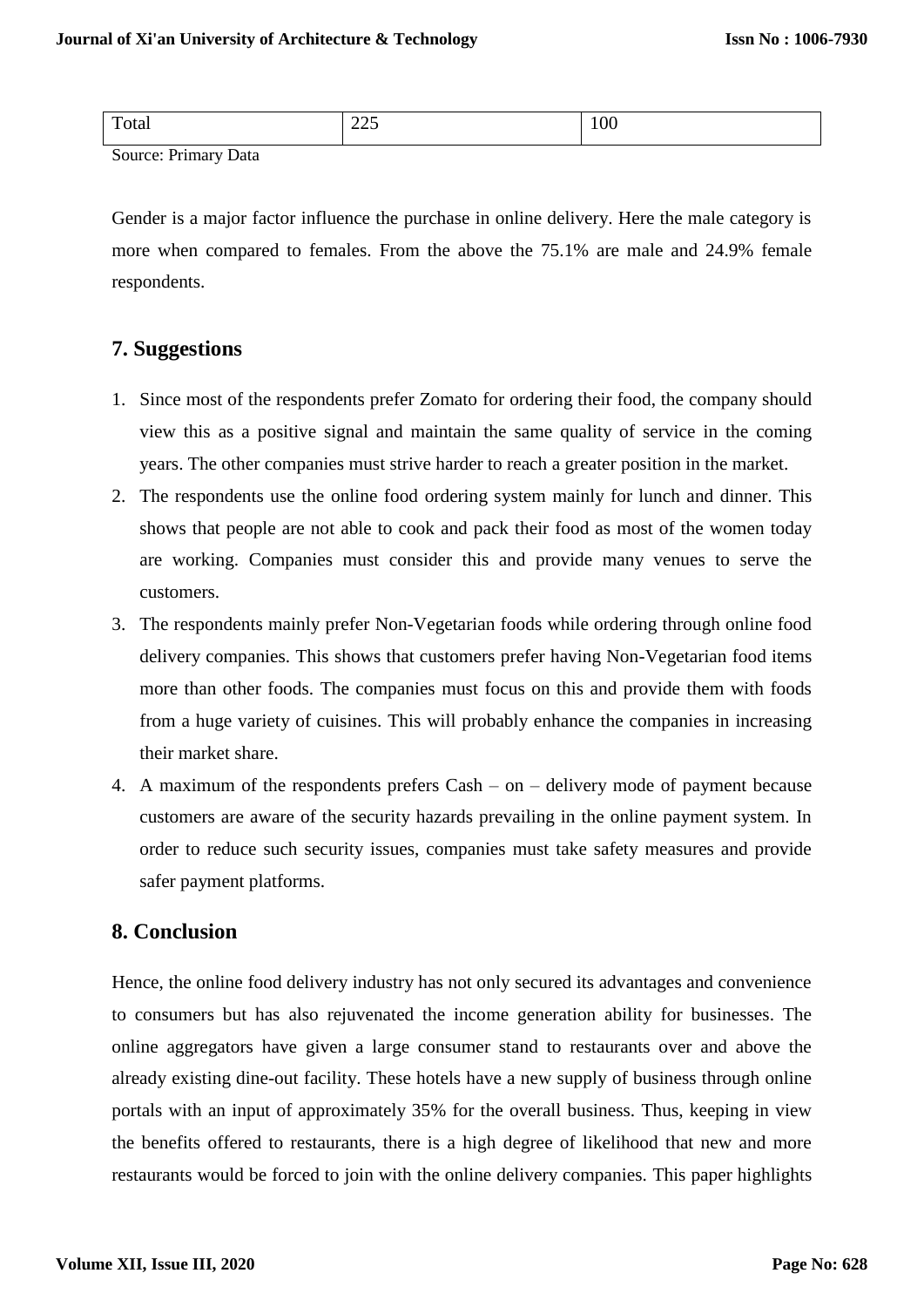| Total | 225 | 100 |
|---|---|---|

Source: Primary Data

Gender is a major factor influence the purchase in online delivery. Here the male category is more when compared to females. From the above the 75.1% are male and 24.9% female respondents.

## 7. Suggestions

1. Since most of the respondents prefer Zomato for ordering their food, the company should view this as a positive signal and maintain the same quality of service in the coming years. The other companies must strive harder to reach a greater position in the market.
2. The respondents use the online food ordering system mainly for lunch and dinner. This shows that people are not able to cook and pack their food as most of the women today are working. Companies must consider this and provide many venues to serve the customers.
3. The respondents mainly prefer Non-Vegetarian foods while ordering through online food delivery companies. This shows that customers prefer having Non-Vegetarian food items more than other foods. The companies must focus on this and provide them with foods from a huge variety of cuisines. This will probably enhance the companies in increasing their market share.
4. A maximum of the respondents prefers Cash – on – delivery mode of payment because customers are aware of the security hazards prevailing in the online payment system. In order to reduce such security issues, companies must take safety measures and provide safer payment platforms.

## 8. Conclusion

Hence, the online food delivery industry has not only secured its advantages and convenience to consumers but has also rejuvenated the income generation ability for businesses. The online aggregators have given a large consumer stand to restaurants over and above the already existing dine-out facility. These hotels have a new supply of business through online portals with an input of approximately 35% for the overall business. Thus, keeping in view the benefits offered to restaurants, there is a high degree of likelihood that new and more restaurants would be forced to join with the online delivery companies. This paper highlights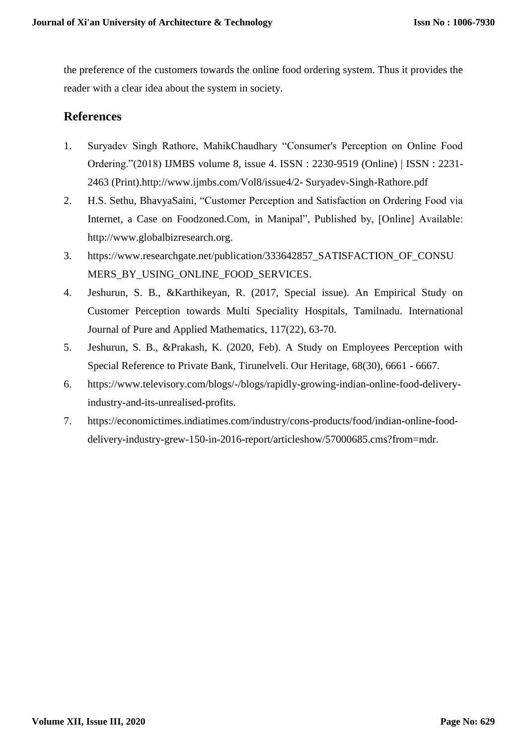the preference of the customers towards the online food ordering system. Thus it provides the reader with a clear idea about the system in society.

## References

1. Suryadev Singh Rathore, MahikChaudhary "Consumer's Perception on Online Food Ordering."(2018) IJMBS volume 8, issue 4. ISSN : 2230-9519 (Online) | ISSN : 2231-2463 (Print).http://www.ijmbs.com/Vol8/issue4/2- Suryadev-Singh-Rathore.pdf
2. H.S. Sethu, BhavyaSaini, "Customer Perception and Satisfaction on Ordering Food via Internet, a Case on Foodzoned.Com, in Manipal", Published by, [Online] Available: http://www.globalbizresearch.org.
3. https://www.researchgate.net/publication/333642857_SATISFACTION_OF_CONSUMERS_BY_USING_ONLINE_FOOD_SERVICES.
4. Jeshurun, S. B., &Karthikeyan, R. (2017, Special issue). An Empirical Study on Customer Perception towards Multi Speciality Hospitals, Tamilnadu. International Journal of Pure and Applied Mathematics, 117(22), 63-70.
5. Jeshurun, S. B., &Prakash, K. (2020, Feb). A Study on Employees Perception with Special Reference to Private Bank, Tirunelveli. Our Heritage, 68(30), 6661 - 6667.
6. https://www.televisory.com/blogs/-/blogs/rapidly-growing-indian-online-food-delivery-industry-and-its-unrealised-profits.
7. https://economictimes.indiatimes.com/industry/cons-products/food/indian-online-food-delivery-industry-grew-150-in-2016-report/articleshow/57000685.cms?from=mdr.